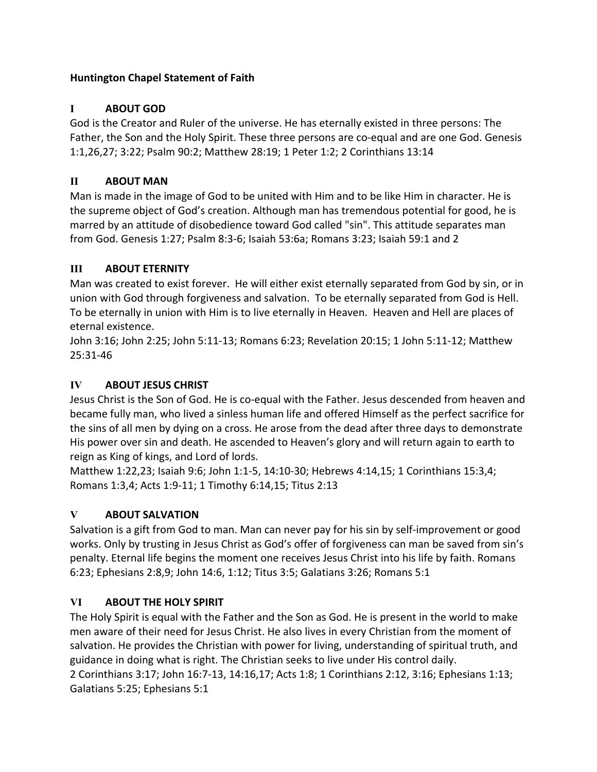# Huntington Chapel Statement of Faith

## I ABOUT GOD

God is the Creator and Ruler of the universe. He has eternally existed in three persons: The Father, the Son and the Holy Spirit. These three persons are co-equal and are one God. Genesis 1:1,26,27; 3:22; Psalm 90:2; Matthew 28:19; 1 Peter 1:2; 2 Corinthians 13:14

## II ABOUT MAN

Man is made in the image of God to be united with Him and to be like Him in character. He is the supreme object of God's creation. Although man has tremendous potential for good, he is marred by an attitude of disobedience toward God called "sin". This attitude separates man from God. Genesis 1:27; Psalm 8:3-6; Isaiah 53:6a; Romans 3:23; Isaiah 59:1 and 2

## III ABOUT ETERNITY

Man was created to exist forever. He will either exist eternally separated from God by sin, or in union with God through forgiveness and salvation. To be eternally separated from God is Hell. To be eternally in union with Him is to live eternally in Heaven. Heaven and Hell are places of eternal existence.

John 3:16; John 2:25; John 5:11-13; Romans 6:23; Revelation 20:15; 1 John 5:11-12; Matthew 25:31-46

## IV ABOUT JESUS CHRIST

Jesus Christ is the Son of God. He is co-equal with the Father. Jesus descended from heaven and became fully man, who lived a sinless human life and offered Himself as the perfect sacrifice for the sins of all men by dying on a cross. He arose from the dead after three days to demonstrate His power over sin and death. He ascended to Heaven's glory and will return again to earth to reign as King of kings, and Lord of lords.

Matthew 1:22,23; Isaiah 9:6; John 1:1-5, 14:10-30; Hebrews 4:14,15; 1 Corinthians 15:3,4; Romans 1:3,4; Acts 1:9-11; 1 Timothy 6:14,15; Titus 2:13

## V ABOUT SALVATION

Salvation is a gift from God to man. Man can never pay for his sin by self-improvement or good works. Only by trusting in Jesus Christ as God's offer of forgiveness can man be saved from sin's penalty. Eternal life begins the moment one receives Jesus Christ into his life by faith. Romans 6:23; Ephesians 2:8,9; John 14:6, 1:12; Titus 3:5; Galatians 3:26; Romans 5:1

## VI ABOUT THE HOLY SPIRIT

The Holy Spirit is equal with the Father and the Son as God. He is present in the world to make men aware of their need for Jesus Christ. He also lives in every Christian from the moment of salvation. He provides the Christian with power for living, understanding of spiritual truth, and guidance in doing what is right. The Christian seeks to live under His control daily.

2 Corinthians 3:17; John 16:7-13, 14:16,17; Acts 1:8; 1 Corinthians 2:12, 3:16; Ephesians 1:13; Galatians 5:25; Ephesians 5:1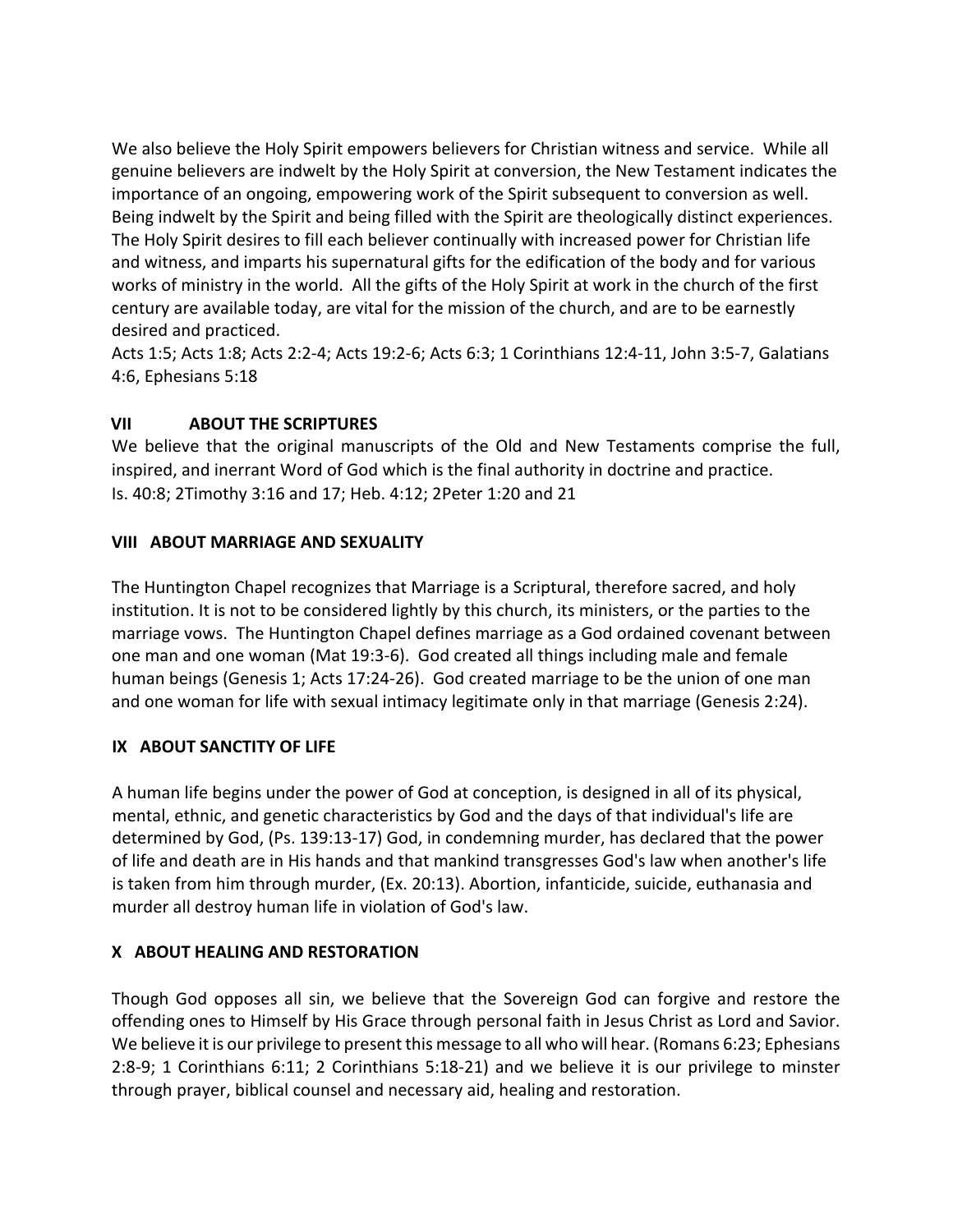We also believe the Holy Spirit empowers believers for Christian witness and service. While all genuine believers are indwelt by the Holy Spirit at conversion, the New Testament indicates the importance of an ongoing, empowering work of the Spirit subsequent to conversion as well. Being indwelt by the Spirit and being filled with the Spirit are theologically distinct experiences. The Holy Spirit desires to fill each believer continually with increased power for Christian life and witness, and imparts his supernatural gifts for the edification of the body and for various works of ministry in the world. All the gifts of the Holy Spirit at work in the church of the first century are available today, are vital for the mission of the church, and are to be earnestly desired and practiced.
Acts 1:5; Acts 1:8; Acts 2:2-4; Acts 19:2-6; Acts 6:3; 1 Corinthians 12:4-11, John 3:5-7, Galatians 4:6, Ephesians 5:18

## VII ABOUT THE SCRIPTURES

We believe that the original manuscripts of the Old and New Testaments comprise the full, inspired, and inerrant Word of God which is the final authority in doctrine and practice.
Is. 40:8; 2Timothy 3:16 and 17; Heb. 4:12; 2Peter 1:20 and 21

## VIII ABOUT MARRIAGE AND SEXUALITY

The Huntington Chapel recognizes that Marriage is a Scriptural, therefore sacred, and holy institution. It is not to be considered lightly by this church, its ministers, or the parties to the marriage vows. The Huntington Chapel defines marriage as a God ordained covenant between one man and one woman (Mat 19:3-6). God created all things including male and female human beings (Genesis 1; Acts 17:24-26). God created marriage to be the union of one man and one woman for life with sexual intimacy legitimate only in that marriage (Genesis 2:24).

## IX ABOUT SANCTITY OF LIFE

A human life begins under the power of God at conception, is designed in all of its physical, mental, ethnic, and genetic characteristics by God and the days of that individual's life are determined by God, (Ps. 139:13-17) God, in condemning murder, has declared that the power of life and death are in His hands and that mankind transgresses God's law when another's life is taken from him through murder, (Ex. 20:13). Abortion, infanticide, suicide, euthanasia and murder all destroy human life in violation of God's law.

## X ABOUT HEALING AND RESTORATION

Though God opposes all sin, we believe that the Sovereign God can forgive and restore the offending ones to Himself by His Grace through personal faith in Jesus Christ as Lord and Savior. We believe it is our privilege to present this message to all who will hear. (Romans 6:23; Ephesians 2:8-9; 1 Corinthians 6:11; 2 Corinthians 5:18-21) and we believe it is our privilege to minster through prayer, biblical counsel and necessary aid, healing and restoration.